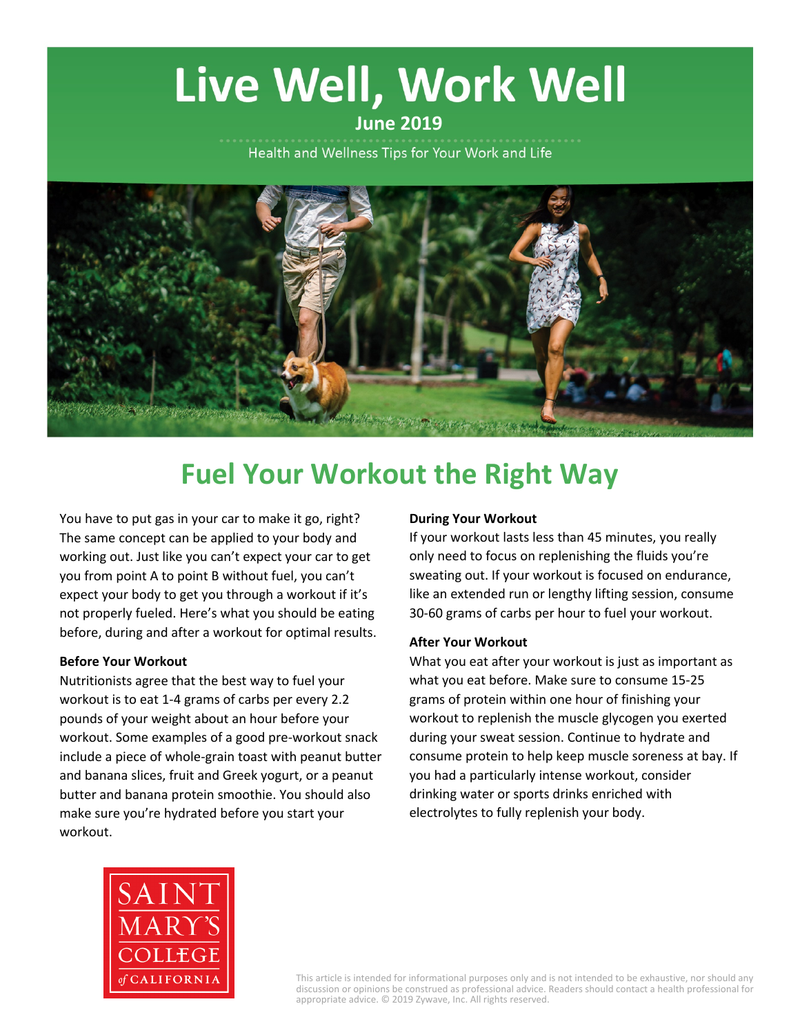# Live Well, Work Well

**June 2019**

Health and Wellness Tips for Your Work and Life

## Fuel Your Workout the Right Way

You have to put gas in your car to make it go, right? The same concept can be applied to your body and working out. Just like you can't expect your car to get you from point A to point B without fuel, you can't expect your body to get you through a workout if it's not properly fueled. Here's what you should be eating before, during and after a workout for optimal results.

**Before Your Workout**

Nutritionists agree that the best way to fuel your workout is to eat 1-4 grams of carbs per every 2.2 pounds of your weight about an hour before your workout. Some examples of a good pre-workout snack include a piece of whole-grain toast with peanut butter and banana slices, fruit and Greek yogurt, or a peanut butter and banana protein smoothie. You should also make sure you're hydrated before you start your workout.

**During Your Workout**

If your workout lasts less than 45 minutes, you really only need to focus on replenishing the fluids you're sweating out. If your workout is focused on endurance, like an extended run or lengthy lifting session, consume 30-60 grams of carbs per hour to fuel your workout.

**After Your Workout**

What you eat after your workout is just as important as what you eat before. Make sure to consume 15-25 grams of protein within one hour of finishing your workout to replenish the muscle glycogen you exerted during your sweat session. Continue to hydrate and consume protein to help keep muscle soreness at bay. If you had a particularly intense workout, consider drinking water or sports drinks enriched with electrolytes to fully replenish your body.

SAINT MARY'S COLLEGE of CALIFORNIA

This article is intended for informational purposes only and is not intended to be exhaustive, nor should any discussion or opinions be construed as professional advice. Readers should contact a health professional for appropriate advice. © 2019 Zywave, Inc. All rights reserved.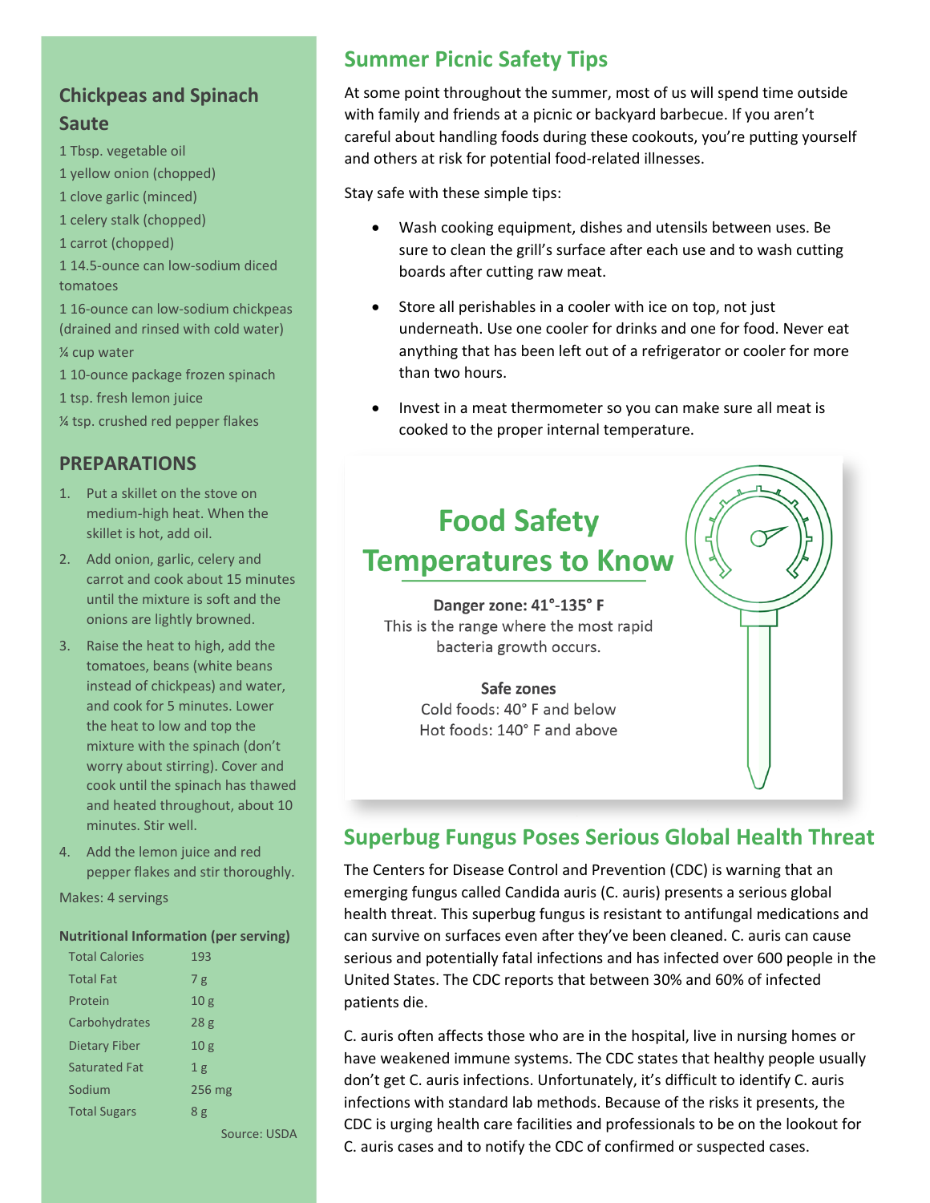## Chickpeas and Spinach Saute

1 Tbsp. vegetable oil

1 yellow onion (chopped)

1 clove garlic (minced)

1 celery stalk (chopped)

1 carrot (chopped)

1 14.5-ounce can low-sodium diced tomatoes

1 16-ounce can low-sodium chickpeas (drained and rinsed with cold water)

¼ cup water

1 10-ounce package frozen spinach

1 tsp. fresh lemon juice

¼ tsp. crushed red pepper flakes

### PREPARATIONS

1. Put a skillet on the stove on medium-high heat. When the skillet is hot, add oil.
2. Add onion, garlic, celery and carrot and cook about 15 minutes until the mixture is soft and the onions are lightly browned.
3. Raise the heat to high, add the tomatoes, beans (white beans instead of chickpeas) and water, and cook for 5 minutes. Lower the heat to low and top the mixture with the spinach (don't worry about stirring). Cover and cook until the spinach has thawed and heated throughout, about 10 minutes. Stir well.
4. Add the lemon juice and red pepper flakes and stir thoroughly.

Makes: 4 servings

**Nutritional Information (per serving)**

| | |
|---|---|
| Total Calories | 193 |
| Total Fat | 7 g |
| Protein | 10 g |
| Carbohydrates | 28 g |
| Dietary Fiber | 10 g |
| Saturated Fat | 1 g |
| Sodium | 256 mg |
| Total Sugars | 8 g |

Source: USDA

## Summer Picnic Safety Tips

At some point throughout the summer, most of us will spend time outside with family and friends at a picnic or backyard barbecue. If you aren't careful about handling foods during these cookouts, you're putting yourself and others at risk for potential food-related illnesses.

Stay safe with these simple tips:

- Wash cooking equipment, dishes and utensils between uses. Be sure to clean the grill's surface after each use and to wash cutting boards after cutting raw meat.
- Store all perishables in a cooler with ice on top, not just underneath. Use one cooler for drinks and one for food. Never eat anything that has been left out of a refrigerator or cooler for more than two hours.
- Invest in a meat thermometer so you can make sure all meat is cooked to the proper internal temperature.

### Food Safety Temperatures to Know

**Danger zone: 41°-135° F**
This is the range where the most rapid bacteria growth occurs.

**Safe zones**
Cold foods: 40° F and below
Hot foods: 140° F and above

## Superbug Fungus Poses Serious Global Health Threat

The Centers for Disease Control and Prevention (CDC) is warning that an emerging fungus called Candida auris (C. auris) presents a serious global health threat. This superbug fungus is resistant to antifungal medications and can survive on surfaces even after they've been cleaned. C. auris can cause serious and potentially fatal infections and has infected over 600 people in the United States. The CDC reports that between 30% and 60% of infected patients die.

C. auris often affects those who are in the hospital, live in nursing homes or have weakened immune systems. The CDC states that healthy people usually don't get C. auris infections. Unfortunately, it's difficult to identify C. auris infections with standard lab methods. Because of the risks it presents, the CDC is urging health care facilities and professionals to be on the lookout for C. auris cases and to notify the CDC of confirmed or suspected cases.